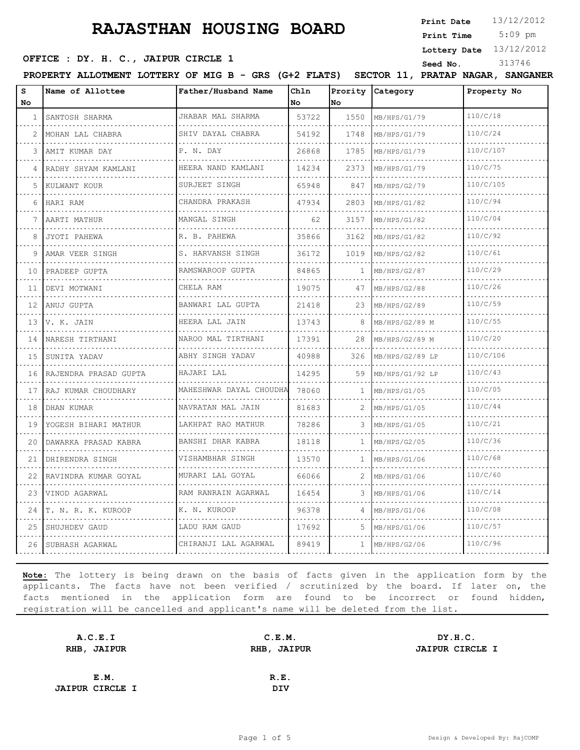# RAJASTHAN HOUSING BOARD

**Print Date** 13/12/2012
**Print Time** 5:09 pm
**Lottery Date** 13/12/2012
**Seed No.** 313746

**OFFICE : DY. H. C., JAIPUR CIRCLE 1**

**PROPERTY ALLOTMENT LOTTERY OF MIG B - GRS (G+2 FLATS) SECTOR 11, PRATAP NAGAR, SANGANER**

| S No | Name of Allottee | Father/Husband Name | Chln No | Prority No | Category | Property No |
|---|---|---|---|---|---|---|
| 1 | SANTOSH SHARMA | JHABAR MAL SHARMA | 53722 | 1550 | MB/HPS/G1/79 | 110/C/18 |
| 2 | MOHAN LAL CHABRA | SHIV DAYAL CHABRA | 54192 | 1748 | MB/HPS/G1/79 | 110/C/24 |
| 3 | AMIT KUMAR DAY | P. N. DAY | 26868 | 1785 | MB/HPS/G1/79 | 110/C/107 |
| 4 | RADHY SHYAM KAMLANI | HEERA NAND KAMLANI | 14234 | 2373 | MB/HPS/G1/79 | 110/C/75 |
| 5 | KULWANT KOUR | SURJEET SINGH | 65948 | 847 | MB/HPS/G2/79 | 110/C/105 |
| 6 | HARI RAM | CHANDRA PRAKASH | 47934 | 2803 | MB/HPS/G1/82 | 110/C/94 |
| 7 | AARTI MATHUR | MANGAL SINGH | 62 | 3157 | MB/HPS/G1/82 | 110/C/04 |
| 8 | JYOTI PAHEWA | R. B. PAHEWA | 35866 | 3162 | MB/HPS/G1/82 | 110/C/92 |
| 9 | AMAR VEER SINGH | S. HARVANSH SINGH | 36172 | 1019 | MB/HPS/G2/82 | 110/C/61 |
| 10 | PRADEEP GUPTA | RAMSWAROOP GUPTA | 84865 | 1 | MB/HPS/G2/87 | 110/C/29 |
| 11 | DEVI MOTWANI | CHELA RAM | 19075 | 47 | MB/HPS/G2/88 | 110/C/26 |
| 12 | ANUJ GUPTA | BANWARI LAL GUPTA | 21418 | 23 | MB/HPS/G2/89 | 110/C/59 |
| 13 | V. K. JAIN | HEERA LAL JAIN | 13743 | 8 | MB/HPS/G2/89 M | 110/C/55 |
| 14 | NARESH TIRTHANI | NAROO MAL TIRTHANI | 17391 | 28 | MB/HPS/G2/89 M | 110/C/20 |
| 15 | SUNITA YADAV | ABHY SINGH YADAV | 40988 | 326 | MB/HPS/G2/89 LP | 110/C/106 |
| 16 | RAJENDRA PRASAD GUPTA | HAJARI LAL | 14295 | 59 | MB/HPS/G1/92 LP | 110/C/43 |
| 17 | RAJ KUMAR CHOUDHARY | MAHESHWAR DAYAL CHOUDHA | 78060 | 1 | MB/HPS/G1/05 | 110/C/05 |
| 18 | DHAN KUMAR | NAVRATAN MAL JAIN | 81683 | 2 | MB/HPS/G1/05 | 110/C/44 |
| 19 | YOGESH BIHARI MATHUR | LAKHPAT RAO MATHUR | 78286 | 3 | MB/HPS/G1/05 | 110/C/21 |
| 20 | DAWARKA PRASAD KABRA | BANSHI DHAR KABRA | 18118 | 1 | MB/HPS/G2/05 | 110/C/36 |
| 21 | DHIRENDRA SINGH | VISHAMBHAR SINGH | 13570 | 1 | MB/HPS/G1/06 | 110/C/68 |
| 22 | RAVINDRA KUMAR GOYAL | MURARI LAL GOYAL | 66066 | 2 | MB/HPS/G1/06 | 110/C/60 |
| 23 | VINOD AGARWAL | RAM RANRAIN AGARWAL | 16454 | 3 | MB/HPS/G1/06 | 110/C/14 |
| 24 | T. N. R. K. KUROOP | K. N. KUROOP | 96378 | 4 | MB/HPS/G1/06 | 110/C/08 |
| 25 | SHUJHDEV GAUD | LADU RAM GAUD | 17692 | 5 | MB/HPS/G1/06 | 110/C/57 |
| 26 | SUBHASH AGARWAL | CHIRANJI LAL AGARWAL | 89419 | 1 | MB/HPS/G2/06 | 110/C/96 |

**Note:** The lottery is being drawn on the basis of facts given in the application form by the applicants. The facts have not been verified / scrutinized by the board. If later on, the facts mentioned in the application form are found to be incorrect or found hidden, registration will be cancelled and applicant's name will be deleted from the list.

| | | |
|---|---|---|
| **A.C.E.I**<br>**RHB, JAIPUR** | **C.E.M.**<br>**RHB, JAIPUR** | **DY.H.C.**<br>**JAIPUR CIRCLE I** |
| **E.M.**<br>**JAIPUR CIRCLE I** | **R.E.**<br>**DIV** | |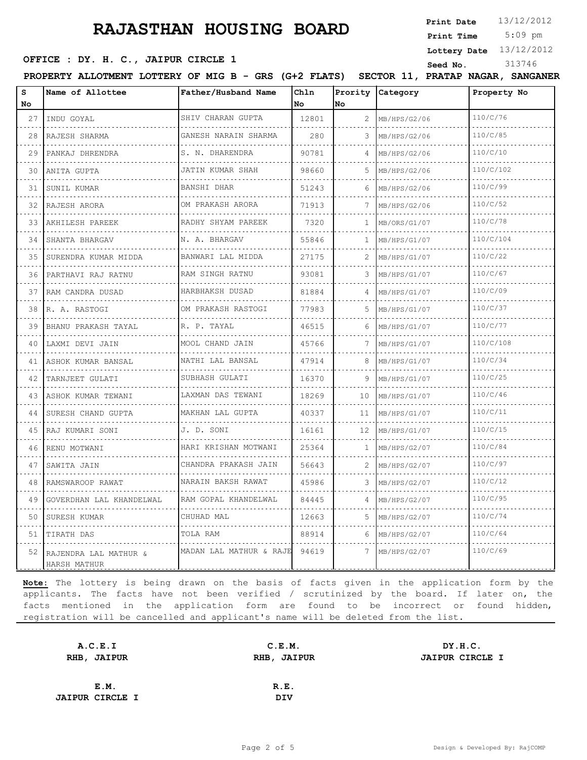# RAJASTHAN HOUSING BOARD

**Print Date** 13/12/2012
**Print Time** 5:09 pm
**Lottery Date** 13/12/2012
**Seed No.** 313746

**OFFICE : DY. H. C., JAIPUR CIRCLE 1**

**PROPERTY ALLOTMENT LOTTERY OF MIG B - GRS (G+2 FLATS) SECTOR 11, PRATAP NAGAR, SANGANER**

| S No | Name of Allottee | Father/Husband Name | Chln No | Prority No | Category | Property No |
|---|---|---|---|---|---|---|
| 27 | INDU GOYAL | SHIV CHARAN GUPTA | 12801 | 2 | MB/HPS/G2/06 | 110/C/76 |
| 28 | RAJESH SHARMA | GANESH NARAIN SHARMA | 280 | 3 | MB/HPS/G2/06 | 110/C/85 |
| 29 | PANKAJ DHRENDRA | S. N. DHARENDRA | 90781 | 4 | MB/HPS/G2/06 | 110/C/10 |
| 30 | ANITA GUPTA | JATIN KUMAR SHAH | 98660 | 5 | MB/HPS/G2/06 | 110/C/102 |
| 31 | SUNIL KUMAR | BANSHI DHAR | 51243 | 6 | MB/HPS/G2/06 | 110/C/99 |
| 32 | RAJESH ARORA | OM PRAKASH ARORA | 71913 | 7 | MB/HPS/G2/06 | 110/C/52 |
| 33 | AKHILESH PAREEK | RADHY SHYAM PAREEK | 7320 | 1 | MB/ORS/G1/07 | 110/C/78 |
| 34 | SHANTA BHARGAV | N. A. BHARGAV | 55846 | 1 | MB/HPS/G1/07 | 110/C/104 |
| 35 | SURENDRA KUMAR MIDDA | BANWARI LAL MIDDA | 27175 | 2 | MB/HPS/G1/07 | 110/C/22 |
| 36 | PARTHAVI RAJ RATNU | RAM SINGH RATNU | 93081 | 3 | MB/HPS/G1/07 | 110/C/67 |
| 37 | RAM CANDRA DUSAD | HARBHAKSH DUSAD | 81884 | 4 | MB/HPS/G1/07 | 110/C/09 |
| 38 | R. A. RASTOGI | OM PRAKASH RASTOGI | 77983 | 5 | MB/HPS/G1/07 | 110/C/37 |
| 39 | BHANU PRAKASH TAYAL | R. P. TAYAL | 46515 | 6 | MB/HPS/G1/07 | 110/C/77 |
| 40 | LAXMI DEVI JAIN | MOOL CHAND JAIN | 45766 | 7 | MB/HPS/G1/07 | 110/C/108 |
| 41 | ASHOK KUMAR BANSAL | NATHI LAL BANSAL | 47914 | 8 | MB/HPS/G1/07 | 110/C/34 |
| 42 | TARNJEET GULATI | SUBHASH GULATI | 16370 | 9 | MB/HPS/G1/07 | 110/C/25 |
| 43 | ASHOK KUMAR TEWANI | LAXMAN DAS TEWANI | 18269 | 10 | MB/HPS/G1/07 | 110/C/46 |
| 44 | SURESH CHAND GUPTA | MAKHAN LAL GUPTA | 40337 | 11 | MB/HPS/G1/07 | 110/C/11 |
| 45 | RAJ KUMARI SONI | J. D. SONI | 16161 | 12 | MB/HPS/G1/07 | 110/C/15 |
| 46 | RENU MOTWANI | HARI KRISHAN MOTWANI | 25364 | 1 | MB/HPS/G2/07 | 110/C/84 |
| 47 | SAWITA JAIN | CHANDRA PRAKASH JAIN | 56643 | 2 | MB/HPS/G2/07 | 110/C/97 |
| 48 | RAMSWAROOP RAWAT | NARAIN BAKSH RAWAT | 45986 | 3 | MB/HPS/G2/07 | 110/C/12 |
| 49 | GOVERDHAN LAL KHANDELWAL | RAM GOPAL KHANDELWAL | 84445 | 4 | MB/HPS/G2/07 | 110/C/95 |
| 50 | SURESH KUMAR | CHUHAD MAL | 12663 | 5 | MB/HPS/G2/07 | 110/C/74 |
| 51 | TIRATH DAS | TOLA RAM | 88914 | 6 | MB/HPS/G2/07 | 110/C/64 |
| 52 | RAJENDRA LAL MATHUR & HARSH MATHUR | MADAN LAL MATHUR & RAJE | 94619 | 7 | MB/HPS/G2/07 | 110/C/69 |

**Note:** The lottery is being drawn on the basis of facts given in the application form by the applicants. The facts have not been verified / scrutinized by the board. If later on, the facts mentioned in the application form are found to be incorrect or found hidden, registration will be cancelled and applicant's name will be deleted from the list.

**A.C.E.I**
**RHB, JAIPUR**

**C.E.M.**
**RHB, JAIPUR**

**DY.H.C.**
**JAIPUR CIRCLE I**

**E.M.**
**JAIPUR CIRCLE I**

**R.E.**
**DIV**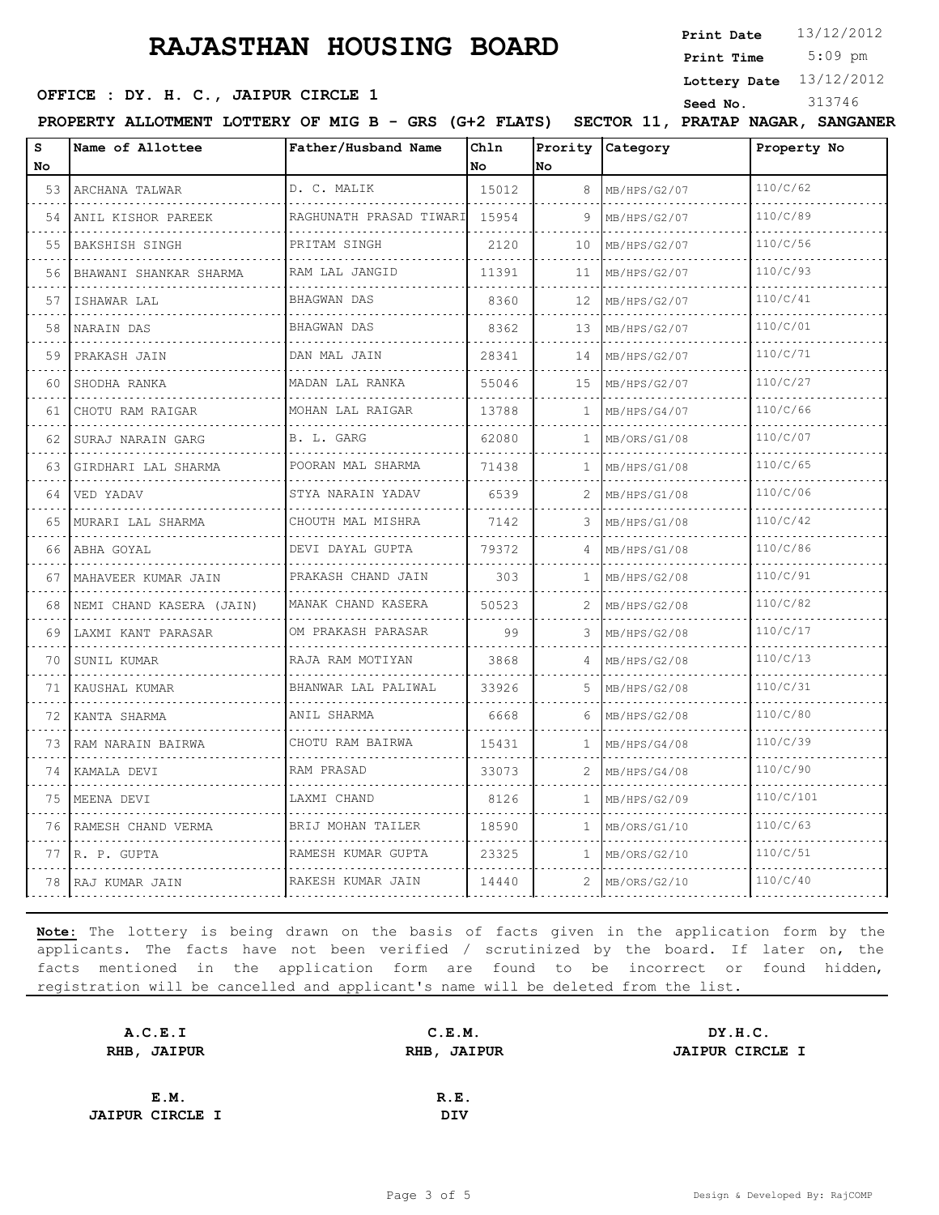# RAJASTHAN HOUSING BOARD

**Print Date** 13/12/2012
**Print Time** 5:09 pm
**Lottery Date** 13/12/2012
**Seed No.** 313746

**OFFICE : DY. H. C., JAIPUR CIRCLE 1**

**PROPERTY ALLOTMENT LOTTERY OF MIG B - GRS (G+2 FLATS) SECTOR 11, PRATAP NAGAR, SANGANER**

| S No | Name of Allottee | Father/Husband Name | Chln No | Prority No | Category | Property No |
|---|---|---|---|---|---|---|
| 53 | ARCHANA TALWAR | D. C. MALIK | 15012 | 8 | MB/HPS/G2/07 | 110/C/62 |
| 54 | ANIL KISHOR PAREEK | RAGHUNATH PRASAD TIWARI | 15954 | 9 | MB/HPS/G2/07 | 110/C/89 |
| 55 | BAKSHISH SINGH | PRITAM SINGH | 2120 | 10 | MB/HPS/G2/07 | 110/C/56 |
| 56 | BHAWANI SHANKAR SHARMA | RAM LAL JANGID | 11391 | 11 | MB/HPS/G2/07 | 110/C/93 |
| 57 | ISHAWAR LAL | BHAGWAN DAS | 8360 | 12 | MB/HPS/G2/07 | 110/C/41 |
| 58 | NARAIN DAS | BHAGWAN DAS | 8362 | 13 | MB/HPS/G2/07 | 110/C/01 |
| 59 | PRAKASH JAIN | DAN MAL JAIN | 28341 | 14 | MB/HPS/G2/07 | 110/C/71 |
| 60 | SHODHA RANKA | MADAN LAL RANKA | 55046 | 15 | MB/HPS/G2/07 | 110/C/27 |
| 61 | CHOTU RAM RAIGAR | MOHAN LAL RAIGAR | 13788 | 1 | MB/HPS/G4/07 | 110/C/66 |
| 62 | SURAJ NARAIN GARG | B. L. GARG | 62080 | 1 | MB/ORS/G1/08 | 110/C/07 |
| 63 | GIRDHARI LAL SHARMA | POORAN MAL SHARMA | 71438 | 1 | MB/HPS/G1/08 | 110/C/65 |
| 64 | VED YADAV | STYA NARAIN YADAV | 6539 | 2 | MB/HPS/G1/08 | 110/C/06 |
| 65 | MURARI LAL SHARMA | CHOUTH MAL MISHRA | 7142 | 3 | MB/HPS/G1/08 | 110/C/42 |
| 66 | ABHA GOYAL | DEVI DAYAL GUPTA | 79372 | 4 | MB/HPS/G1/08 | 110/C/86 |
| 67 | MAHAVEER KUMAR JAIN | PRAKASH CHAND JAIN | 303 | 1 | MB/HPS/G2/08 | 110/C/91 |
| 68 | NEMI CHAND KASERA (JAIN) | MANAK CHAND KASERA | 50523 | 2 | MB/HPS/G2/08 | 110/C/82 |
| 69 | LAXMI KANT PARASAR | OM PRAKASH PARASAR | 99 | 3 | MB/HPS/G2/08 | 110/C/17 |
| 70 | SUNIL KUMAR | RAJA RAM MOTIYAN | 3868 | 4 | MB/HPS/G2/08 | 110/C/13 |
| 71 | KAUSHAL KUMAR | BHANWAR LAL PALIWAL | 33926 | 5 | MB/HPS/G2/08 | 110/C/31 |
| 72 | KANTA SHARMA | ANIL SHARMA | 6668 | 6 | MB/HPS/G2/08 | 110/C/80 |
| 73 | RAM NARAIN BAIRWA | CHOTU RAM BAIRWA | 15431 | 1 | MB/HPS/G4/08 | 110/C/39 |
| 74 | KAMALA DEVI | RAM PRASAD | 33073 | 2 | MB/HPS/G4/08 | 110/C/90 |
| 75 | MEENA DEVI | LAXMI CHAND | 8126 | 1 | MB/HPS/G2/09 | 110/C/101 |
| 76 | RAMESH CHAND VERMA | BRIJ MOHAN TAILER | 18590 | 1 | MB/ORS/G1/10 | 110/C/63 |
| 77 | R. P. GUPTA | RAMESH KUMAR GUPTA | 23325 | 1 | MB/ORS/G2/10 | 110/C/51 |
| 78 | RAJ KUMAR JAIN | RAKESH KUMAR JAIN | 14440 | 2 | MB/ORS/G2/10 | 110/C/40 |

**Note:** The lottery is being drawn on the basis of facts given in the application form by the applicants. The facts have not been verified / scrutinized by the board. If later on, the facts mentioned in the application form are found to be incorrect or found hidden, registration will be cancelled and applicant's name will be deleted from the list.

**A.C.E.I**
**RHB, JAIPUR**

**C.E.M.**
**RHB, JAIPUR**

**DY.H.C.**
**JAIPUR CIRCLE I**

**E.M.**
**JAIPUR CIRCLE I**

**R.E.**
**DIV**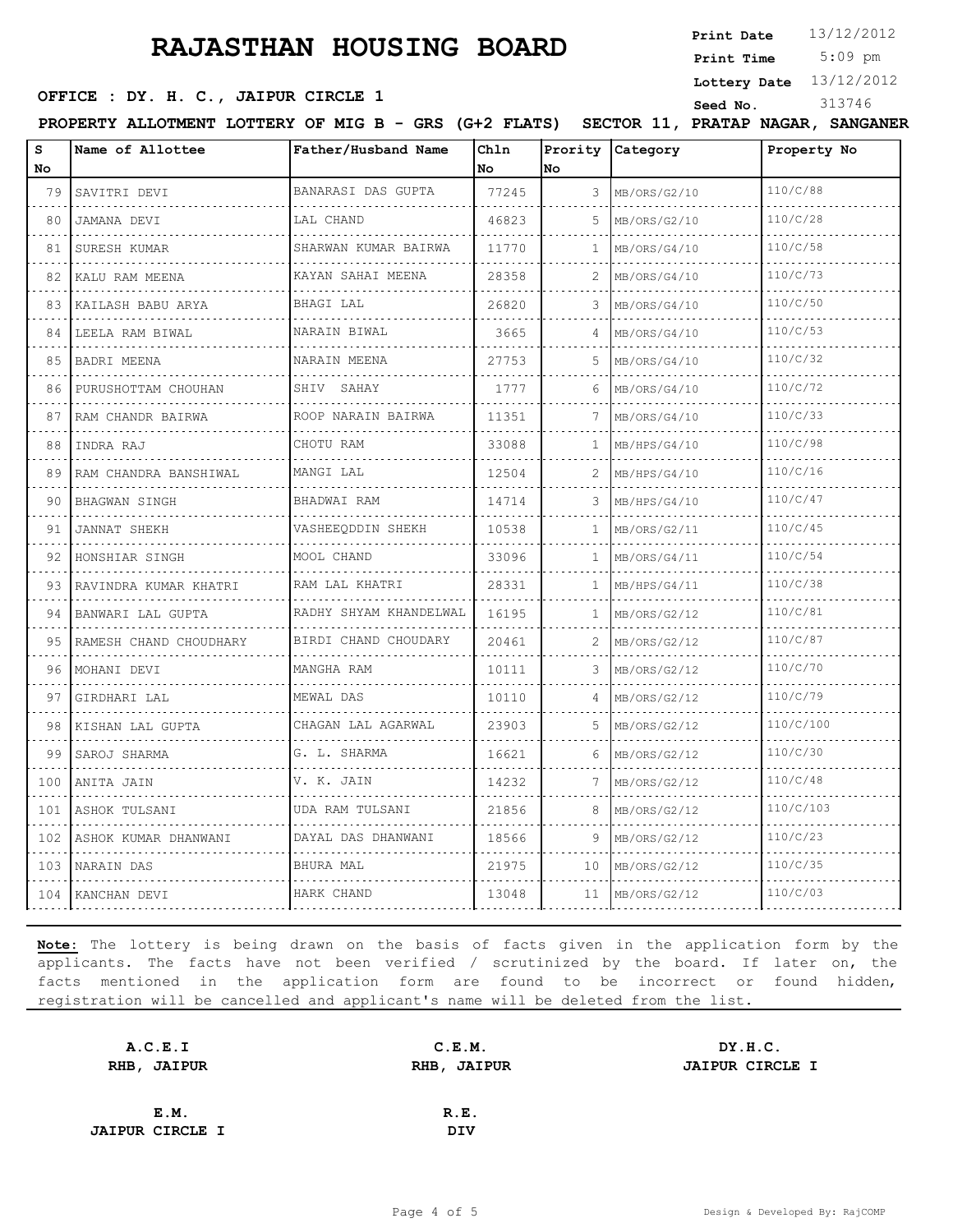# RAJASTHAN HOUSING BOARD

**Print Date** 13/12/2012
**Print Time** 5:09 pm
**Lottery Date** 13/12/2012
**Seed No.** 313746

**OFFICE : DY. H. C., JAIPUR CIRCLE 1**

**PROPERTY ALLOTMENT LOTTERY OF MIG B - GRS (G+2 FLATS) SECTOR 11, PRATAP NAGAR, SANGANER**

| S No | Name of Allottee | Father/Husband Name | Chln No | Prority No | Category | Property No |
|---|---|---|---|---|---|---|
| 79 | SAVITRI DEVI | BANARASI DAS GUPTA | 77245 | 3 | MB/ORS/G2/10 | 110/C/88 |
| 80 | JAMANA DEVI | LAL CHAND | 46823 | 5 | MB/ORS/G2/10 | 110/C/28 |
| 81 | SURESH KUMAR | SHARWAN KUMAR BAIRWA | 11770 | 1 | MB/ORS/G4/10 | 110/C/58 |
| 82 | KALU RAM MEENA | KAYAN SAHAI MEENA | 28358 | 2 | MB/ORS/G4/10 | 110/C/73 |
| 83 | KAILASH BABU ARYA | BHAGI LAL | 26820 | 3 | MB/ORS/G4/10 | 110/C/50 |
| 84 | LEELA RAM BIWAL | NARAIN BIWAL | 3665 | 4 | MB/ORS/G4/10 | 110/C/53 |
| 85 | BADRI MEENA | NARAIN MEENA | 27753 | 5 | MB/ORS/G4/10 | 110/C/32 |
| 86 | PURUSHOTTAM CHOUHAN | SHIV SAHAY | 1777 | 6 | MB/ORS/G4/10 | 110/C/72 |
| 87 | RAM CHANDR BAIRWA | ROOP NARAIN BAIRWA | 11351 | 7 | MB/ORS/G4/10 | 110/C/33 |
| 88 | INDRA RAJ | CHOTU RAM | 33088 | 1 | MB/HPS/G4/10 | 110/C/98 |
| 89 | RAM CHANDRA BANSHIWAL | MANGI LAL | 12504 | 2 | MB/HPS/G4/10 | 110/C/16 |
| 90 | BHAGWAN SINGH | BHADWAI RAM | 14714 | 3 | MB/HPS/G4/10 | 110/C/47 |
| 91 | JANNAT SHEKH | VASHEEQDDIN SHEKH | 10538 | 1 | MB/ORS/G2/11 | 110/C/45 |
| 92 | HONSHIAR SINGH | MOOL CHAND | 33096 | 1 | MB/ORS/G4/11 | 110/C/54 |
| 93 | RAVINDRA KUMAR KHATRI | RAM LAL KHATRI | 28331 | 1 | MB/HPS/G4/11 | 110/C/38 |
| 94 | BANWARI LAL GUPTA | RADHY SHYAM KHANDELWAL | 16195 | 1 | MB/ORS/G2/12 | 110/C/81 |
| 95 | RAMESH CHAND CHOUDHARY | BIRDI CHAND CHOUDARY | 20461 | 2 | MB/ORS/G2/12 | 110/C/87 |
| 96 | MOHANI DEVI | MANGHA RAM | 10111 | 3 | MB/ORS/G2/12 | 110/C/70 |
| 97 | GIRDHARI LAL | MEWAL DAS | 10110 | 4 | MB/ORS/G2/12 | 110/C/79 |
| 98 | KISHAN LAL GUPTA | CHAGAN LAL AGARWAL | 23903 | 5 | MB/ORS/G2/12 | 110/C/100 |
| 99 | SAROJ SHARMA | G. L. SHARMA | 16621 | 6 | MB/ORS/G2/12 | 110/C/30 |
| 100 | ANITA JAIN | V. K. JAIN | 14232 | 7 | MB/ORS/G2/12 | 110/C/48 |
| 101 | ASHOK TULSANI | UDA RAM TULSANI | 21856 | 8 | MB/ORS/G2/12 | 110/C/103 |
| 102 | ASHOK KUMAR DHANWANI | DAYAL DAS DHANWANI | 18566 | 9 | MB/ORS/G2/12 | 110/C/23 |
| 103 | NARAIN DAS | BHURA MAL | 21975 | 10 | MB/ORS/G2/12 | 110/C/35 |
| 104 | KANCHAN DEVI | HARK CHAND | 13048 | 11 | MB/ORS/G2/12 | 110/C/03 |

**Note:** The lottery is being drawn on the basis of facts given in the application form by the applicants. The facts have not been verified / scrutinized by the board. If later on, the facts mentioned in the application form are found to be incorrect or found hidden, registration will be cancelled and applicant's name will be deleted from the list.

| | | |
|---|---|---|
| **A.C.E.I**<br>**RHB, JAIPUR** | **C.E.M.**<br>**RHB, JAIPUR** | **DY.H.C.**<br>**JAIPUR CIRCLE I** |
| **E.M.**<br>**JAIPUR CIRCLE I** | **R.E.**<br>**DIV** | |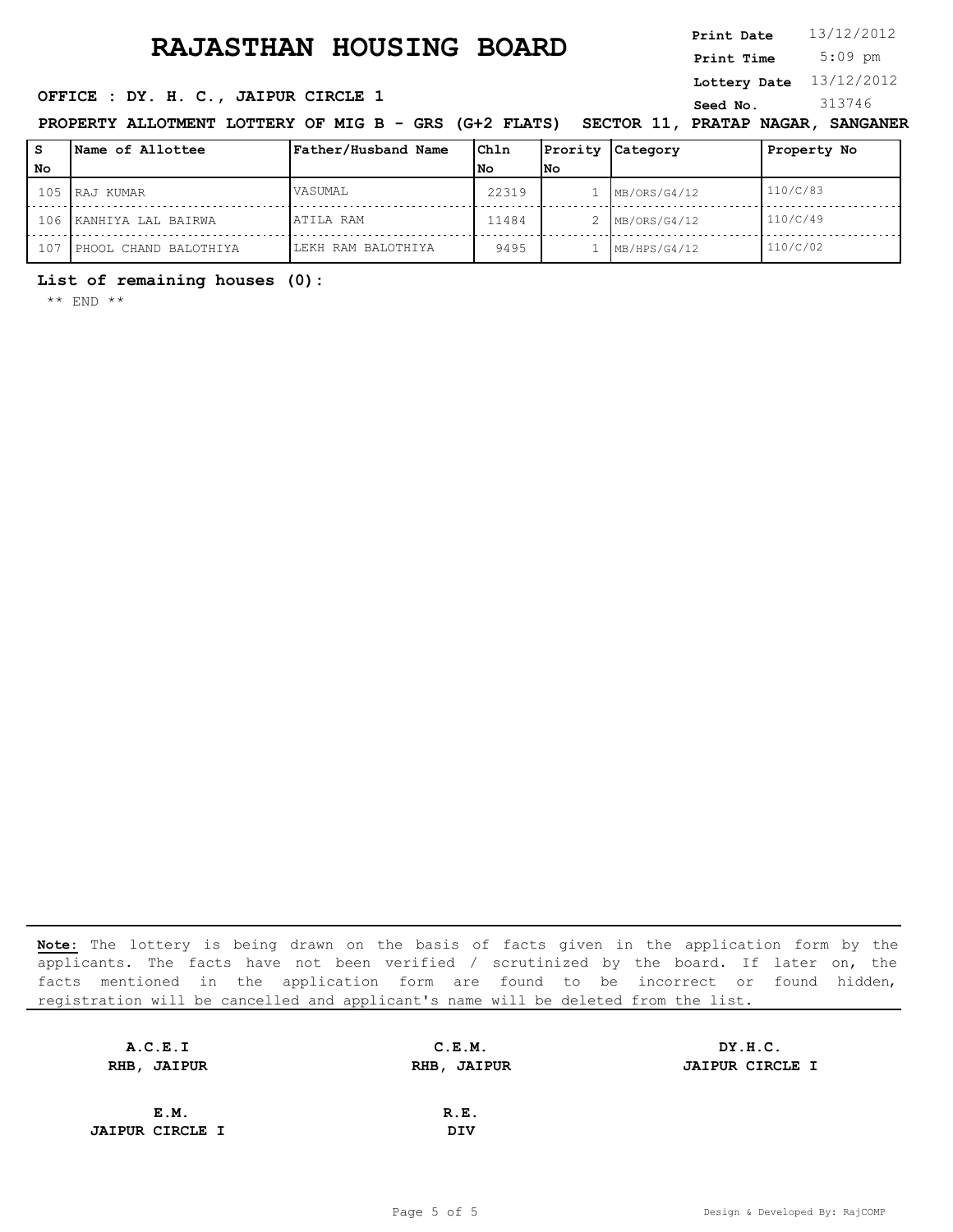# RAJASTHAN HOUSING BOARD

**Print Date** 13/12/2012
**Print Time** 5:09 pm
**Lottery Date** 13/12/2012
**Seed No.** 313746

**OFFICE : DY. H. C., JAIPUR CIRCLE 1**

**PROPERTY ALLOTMENT LOTTERY OF MIG B - GRS (G+2 FLATS) SECTOR 11, PRATAP NAGAR, SANGANER**

| S No | Name of Allottee | Father/Husband Name | Chln No | Prority No | Category | Property No |
|---|---|---|---|---|---|---|
| 105 | RAJ KUMAR | VASUMAL | 22319 | 1 | MB/ORS/G4/12 | 110/C/83 |
| 106 | KANHIYA LAL BAIRWA | ATILA RAM | 11484 | 2 | MB/ORS/G4/12 | 110/C/49 |
| 107 | PHOOL CHAND BALOTHIYA | LEKH RAM BALOTHIYA | 9495 | 1 | MB/HPS/G4/12 | 110/C/02 |

**List of remaining houses (0):**

** END **

**Note:** The lottery is being drawn on the basis of facts given in the application form by the applicants. The facts have not been verified / scrutinized by the board. If later on, the facts mentioned in the application form are found to be incorrect or found hidden, registration will be cancelled and applicant's name will be deleted from the list.

| | | |
|---|---|---|
| **A.C.E.I**<br>**RHB, JAIPUR** | **C.E.M.**<br>**RHB, JAIPUR** | **DY.H.C.**<br>**JAIPUR CIRCLE I** |
| **E.M.**<br>**JAIPUR CIRCLE I** | **R.E.**<br>**DIV** | |

Design & Developed By: RajCOMP